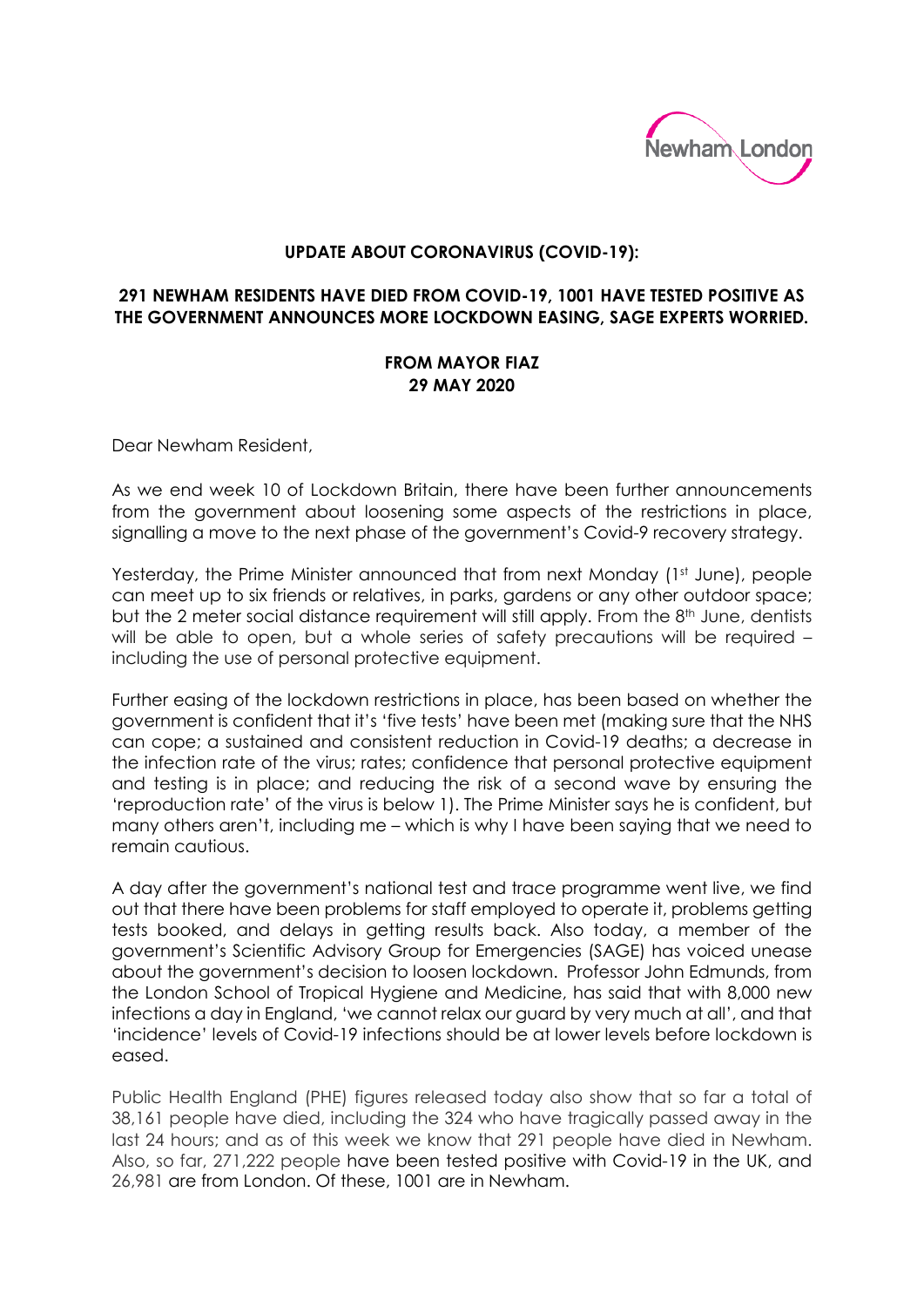**UPDATE ABOUT CORONAVIRUS (COVID-19):**

**291 NEWHAM RESIDENTS HAVE DIED FROM COVID-19, 1001 HAVE TESTED POSITIVE AS THE GOVERNMENT ANNOUNCES MORE LOCKDOWN EASING, SAGE EXPERTS WORRIED.**

**FROM MAYOR FIAZ**
**29 MAY 2020**

Dear Newham Resident,

As we end week 10 of Lockdown Britain, there have been further announcements from the government about loosening some aspects of the restrictions in place, signalling a move to the next phase of the government's Covid-9 recovery strategy.

Yesterday, the Prime Minister announced that from next Monday (1st June), people can meet up to six friends or relatives, in parks, gardens or any other outdoor space; but the 2 meter social distance requirement will still apply. From the 8th June, dentists will be able to open, but a whole series of safety precautions will be required – including the use of personal protective equipment.

Further easing of the lockdown restrictions in place, has been based on whether the government is confident that it's 'five tests' have been met (making sure that the NHS can cope; a sustained and consistent reduction in Covid-19 deaths; a decrease in the infection rate of the virus; rates; confidence that personal protective equipment and testing is in place; and reducing the risk of a second wave by ensuring the 'reproduction rate' of the virus is below 1). The Prime Minister says he is confident, but many others aren't, including me – which is why I have been saying that we need to remain cautious.

A day after the government's national test and trace programme went live, we find out that there have been problems for staff employed to operate it, problems getting tests booked, and delays in getting results back. Also today, a member of the government's Scientific Advisory Group for Emergencies (SAGE) has voiced unease about the government's decision to loosen lockdown. Professor John Edmunds, from the London School of Tropical Hygiene and Medicine, has said that with 8,000 new infections a day in England, 'we cannot relax our guard by very much at all', and that 'incidence' levels of Covid-19 infections should be at lower levels before lockdown is eased.

Public Health England (PHE) figures released today also show that so far a total of 38,161 people have died, including the 324 who have tragically passed away in the last 24 hours; and as of this week we know that 291 people have died in Newham. Also, so far, 271,222 people have been tested positive with Covid-19 in the UK, and 26,981 are from London. Of these, 1001 are in Newham.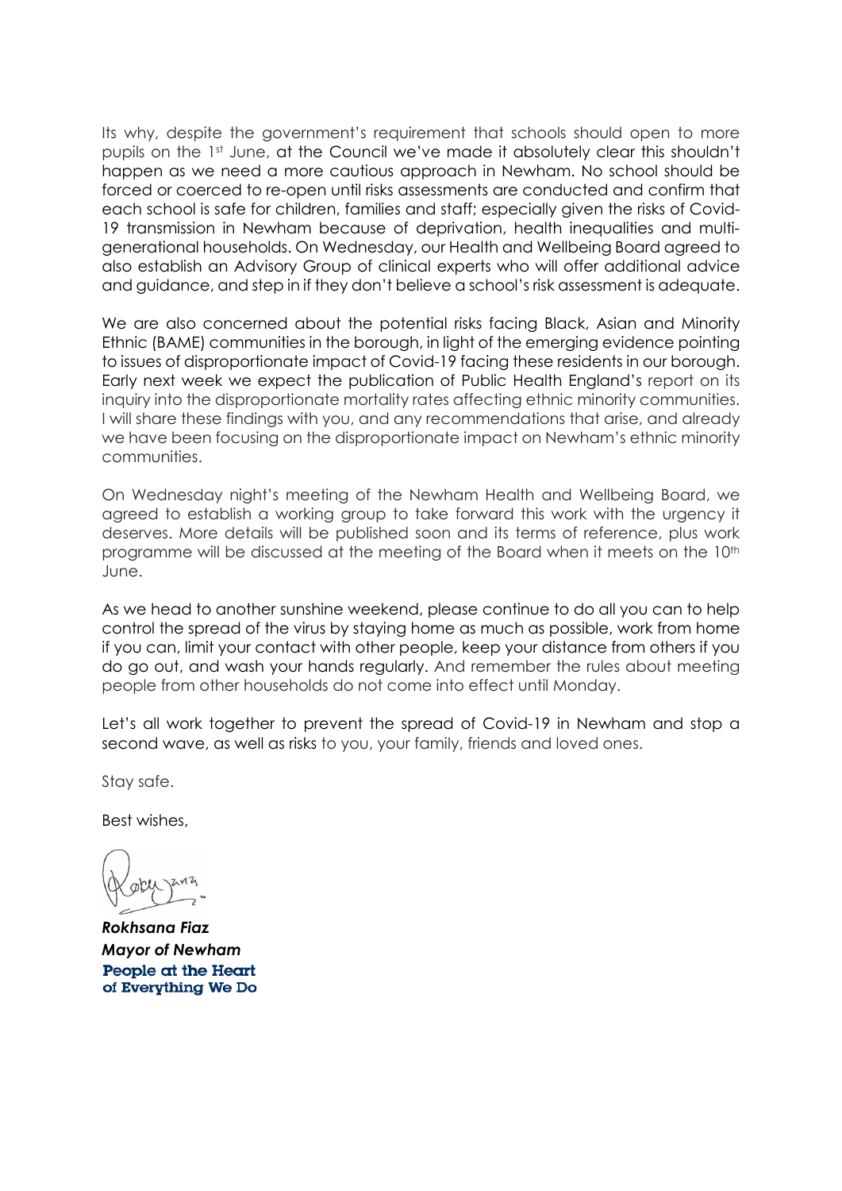Its why, despite the government's requirement that schools should open to more pupils on the 1st June, at the Council we've made it absolutely clear this shouldn't happen as we need a more cautious approach in Newham. No school should be forced or coerced to re-open until risks assessments are conducted and confirm that each school is safe for children, families and staff; especially given the risks of Covid-19 transmission in Newham because of deprivation, health inequalities and multi-generational households. On Wednesday, our Health and Wellbeing Board agreed to also establish an Advisory Group of clinical experts who will offer additional advice and guidance, and step in if they don't believe a school's risk assessment is adequate.

We are also concerned about the potential risks facing Black, Asian and Minority Ethnic (BAME) communities in the borough, in light of the emerging evidence pointing to issues of disproportionate impact of Covid-19 facing these residents in our borough. Early next week we expect the publication of Public Health England's report on its inquiry into the disproportionate mortality rates affecting ethnic minority communities. I will share these findings with you, and any recommendations that arise, and already we have been focusing on the disproportionate impact on Newham's ethnic minority communities.

On Wednesday night's meeting of the Newham Health and Wellbeing Board, we agreed to establish a working group to take forward this work with the urgency it deserves. More details will be published soon and its terms of reference, plus work programme will be discussed at the meeting of the Board when it meets on the 10th June.

As we head to another sunshine weekend, please continue to do all you can to help control the spread of the virus by staying home as much as possible, work from home if you can, limit your contact with other people, keep your distance from others if you do go out, and wash your hands regularly. And remember the rules about meeting people from other households do not come into effect until Monday.

Let's all work together to prevent the spread of Covid-19 in Newham and stop a second wave, as well as risks to you, your family, friends and loved ones.

Stay safe.

Best wishes,

***Rokhsana Fiaz***
***Mayor of Newham***
**People at the Heart of Everything We Do**